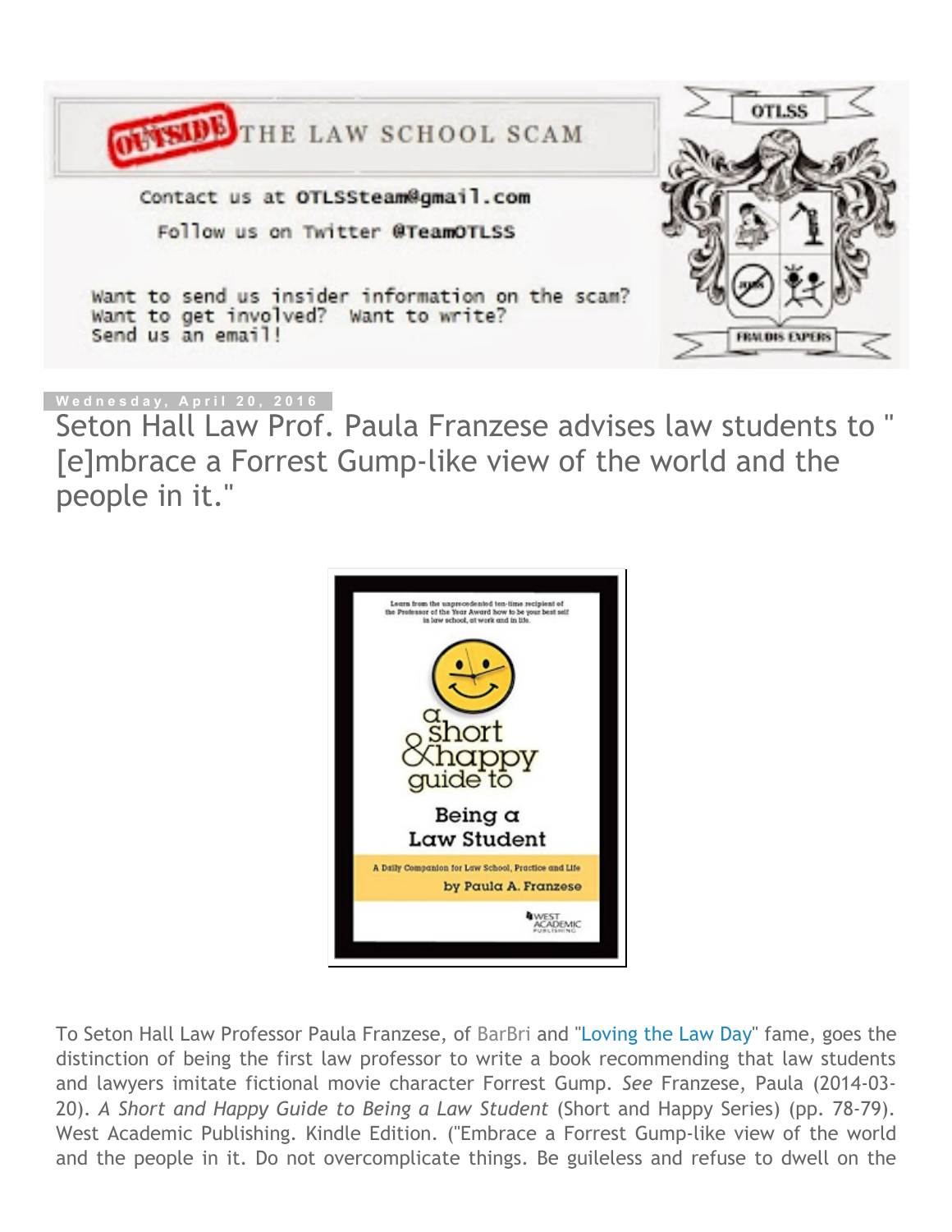OUTSIDE THE LAW SCHOOL SCAM

Contact us at OTLSSteam@gmail.com

Follow us on Twitter @TeamOTLSS

Want to send us insider information on the scam?
Want to get involved? Want to write?
Send us an email!

Wednesday, April 20, 2016

# Seton Hall Law Prof. Paula Franzese advises law students to "[e]mbrace a Forrest Gump-like view of the world and the people in it."

To Seton Hall Law Professor Paula Franzese, of BarBri and "Loving the Law Day" fame, goes the distinction of being the first law professor to write a book recommending that law students and lawyers imitate fictional movie character Forrest Gump. *See* Franzese, Paula (2014-03-20). *A Short and Happy Guide to Being a Law Student* (Short and Happy Series) (pp. 78-79). West Academic Publishing. Kindle Edition. ("Embrace a Forrest Gump-like view of the world and the people in it. Do not overcomplicate things. Be guileless and refuse to dwell on the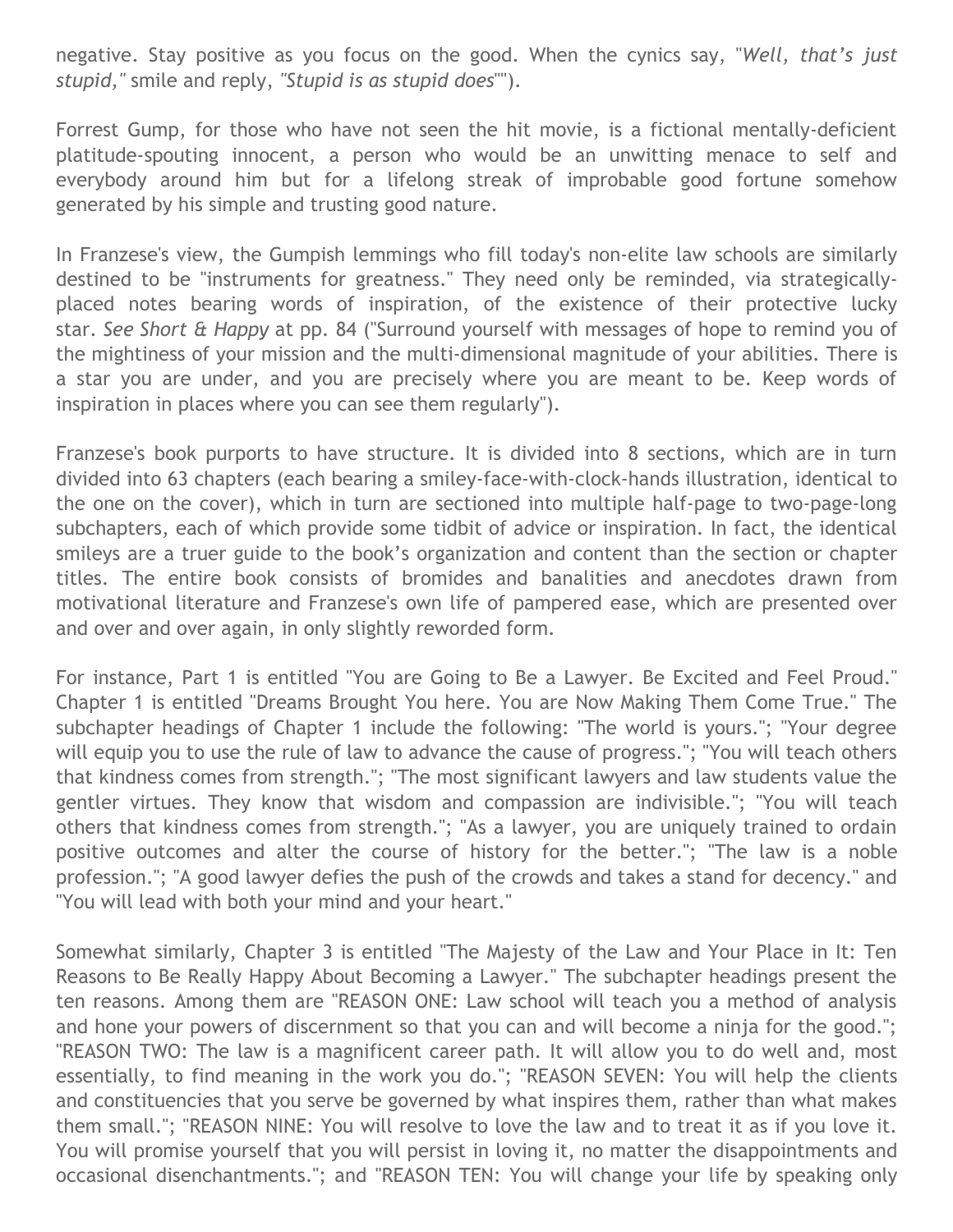negative. Stay positive as you focus on the good. When the cynics say, "*Well, that's just stupid,"* smile and reply, *"Stupid is as stupid does*"").

Forrest Gump, for those who have not seen the hit movie, is a fictional mentally-deficient platitude-spouting innocent, a person who would be an unwitting menace to self and everybody around him but for a lifelong streak of improbable good fortune somehow generated by his simple and trusting good nature.

In Franzese's view, the Gumpish lemmings who fill today's non-elite law schools are similarly destined to be "instruments for greatness." They need only be reminded, via strategically-placed notes bearing words of inspiration, of the existence of their protective lucky star. *See Short & Happy* at pp. 84 ("Surround yourself with messages of hope to remind you of the mightiness of your mission and the multi-dimensional magnitude of your abilities. There is a star you are under, and you are precisely where you are meant to be. Keep words of inspiration in places where you can see them regularly").

Franzese's book purports to have structure. It is divided into 8 sections, which are in turn divided into 63 chapters (each bearing a smiley-face-with-clock-hands illustration, identical to the one on the cover), which in turn are sectioned into multiple half-page to two-page-long subchapters, each of which provide some tidbit of advice or inspiration. In fact, the identical smileys are a truer guide to the book's organization and content than the section or chapter titles. The entire book consists of bromides and banalities and anecdotes drawn from motivational literature and Franzese's own life of pampered ease, which are presented over and over and over again, in only slightly reworded form.

For instance, Part 1 is entitled "You are Going to Be a Lawyer. Be Excited and Feel Proud." Chapter 1 is entitled "Dreams Brought You here. You are Now Making Them Come True." The subchapter headings of Chapter 1 include the following: "The world is yours."; "Your degree will equip you to use the rule of law to advance the cause of progress."; "You will teach others that kindness comes from strength."; "The most significant lawyers and law students value the gentler virtues. They know that wisdom and compassion are indivisible."; "You will teach others that kindness comes from strength."; "As a lawyer, you are uniquely trained to ordain positive outcomes and alter the course of history for the better."; "The law is a noble profession."; "A good lawyer defies the push of the crowds and takes a stand for decency." and "You will lead with both your mind and your heart."

Somewhat similarly, Chapter 3 is entitled "The Majesty of the Law and Your Place in It: Ten Reasons to Be Really Happy About Becoming a Lawyer." The subchapter headings present the ten reasons. Among them are "REASON ONE: Law school will teach you a method of analysis and hone your powers of discernment so that you can and will become a ninja for the good."; "REASON TWO: The law is a magnificent career path. It will allow you to do well and, most essentially, to find meaning in the work you do."; "REASON SEVEN: You will help the clients and constituencies that you serve be governed by what inspires them, rather than what makes them small."; "REASON NINE: You will resolve to love the law and to treat it as if you love it. You will promise yourself that you will persist in loving it, no matter the disappointments and occasional disenchantments."; and "REASON TEN: You will change your life by speaking only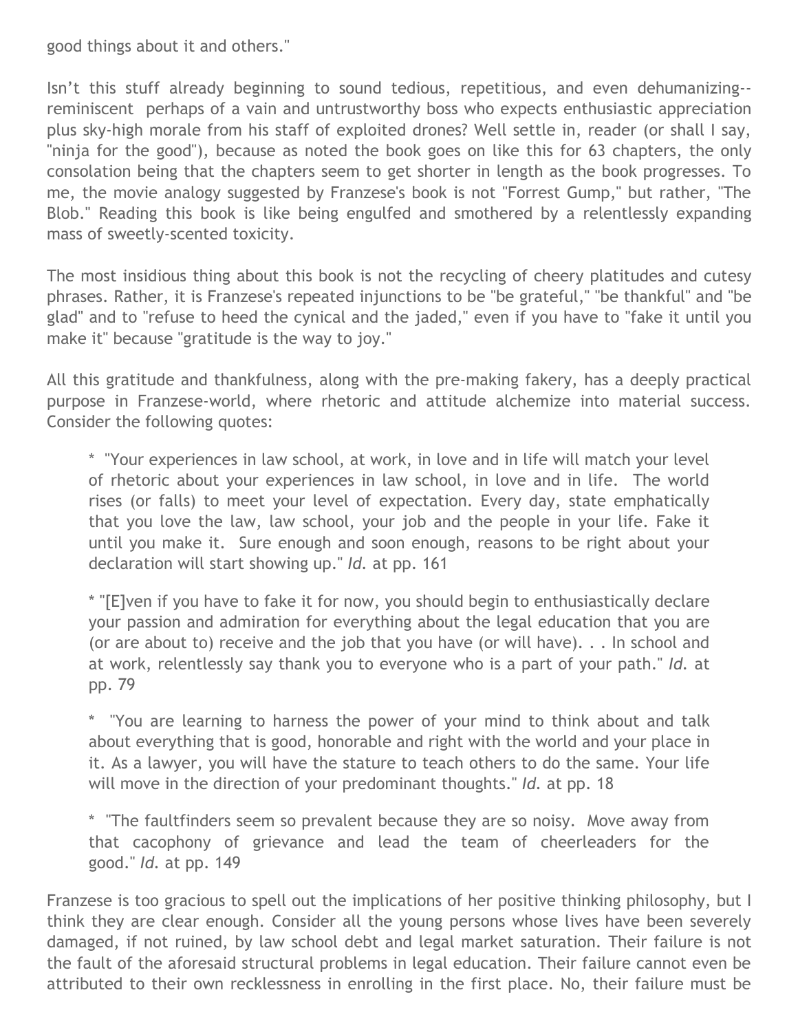good things about it and others."

Isn't this stuff already beginning to sound tedious, repetitious, and even dehumanizing--reminiscent perhaps of a vain and untrustworthy boss who expects enthusiastic appreciation plus sky-high morale from his staff of exploited drones? Well settle in, reader (or shall I say, "ninja for the good"), because as noted the book goes on like this for 63 chapters, the only consolation being that the chapters seem to get shorter in length as the book progresses. To me, the movie analogy suggested by Franzese's book is not "Forrest Gump," but rather, "The Blob." Reading this book is like being engulfed and smothered by a relentlessly expanding mass of sweetly-scented toxicity.

The most insidious thing about this book is not the recycling of cheery platitudes and cutesy phrases. Rather, it is Franzese's repeated injunctions to be "be grateful," "be thankful" and "be glad" and to "refuse to heed the cynical and the jaded," even if you have to "fake it until you make it" because "gratitude is the way to joy."

All this gratitude and thankfulness, along with the pre-making fakery, has a deeply practical purpose in Franzese-world, where rhetoric and attitude alchemize into material success. Consider the following quotes:

> * "Your experiences in law school, at work, in love and in life will match your level of rhetoric about your experiences in law school, in love and in life. The world rises (or falls) to meet your level of expectation. Every day, state emphatically that you love the law, law school, your job and the people in your life. Fake it until you make it. Sure enough and soon enough, reasons to be right about your declaration will start showing up." *Id.* at pp. 161
>
> * "[E]ven if you have to fake it for now, you should begin to enthusiastically declare your passion and admiration for everything about the legal education that you are (or are about to) receive and the job that you have (or will have). . . In school and at work, relentlessly say thank you to everyone who is a part of your path." *Id.* at pp. 79
>
> * "You are learning to harness the power of your mind to think about and talk about everything that is good, honorable and right with the world and your place in it. As a lawyer, you will have the stature to teach others to do the same. Your life will move in the direction of your predominant thoughts." *Id.* at pp. 18
>
> * "The faultfinders seem so prevalent because they are so noisy. Move away from that cacophony of grievance and lead the team of cheerleaders for the good." *Id.* at pp. 149

Franzese is too gracious to spell out the implications of her positive thinking philosophy, but I think they are clear enough. Consider all the young persons whose lives have been severely damaged, if not ruined, by law school debt and legal market saturation. Their failure is not the fault of the aforesaid structural problems in legal education. Their failure cannot even be attributed to their own recklessness in enrolling in the first place. No, their failure must be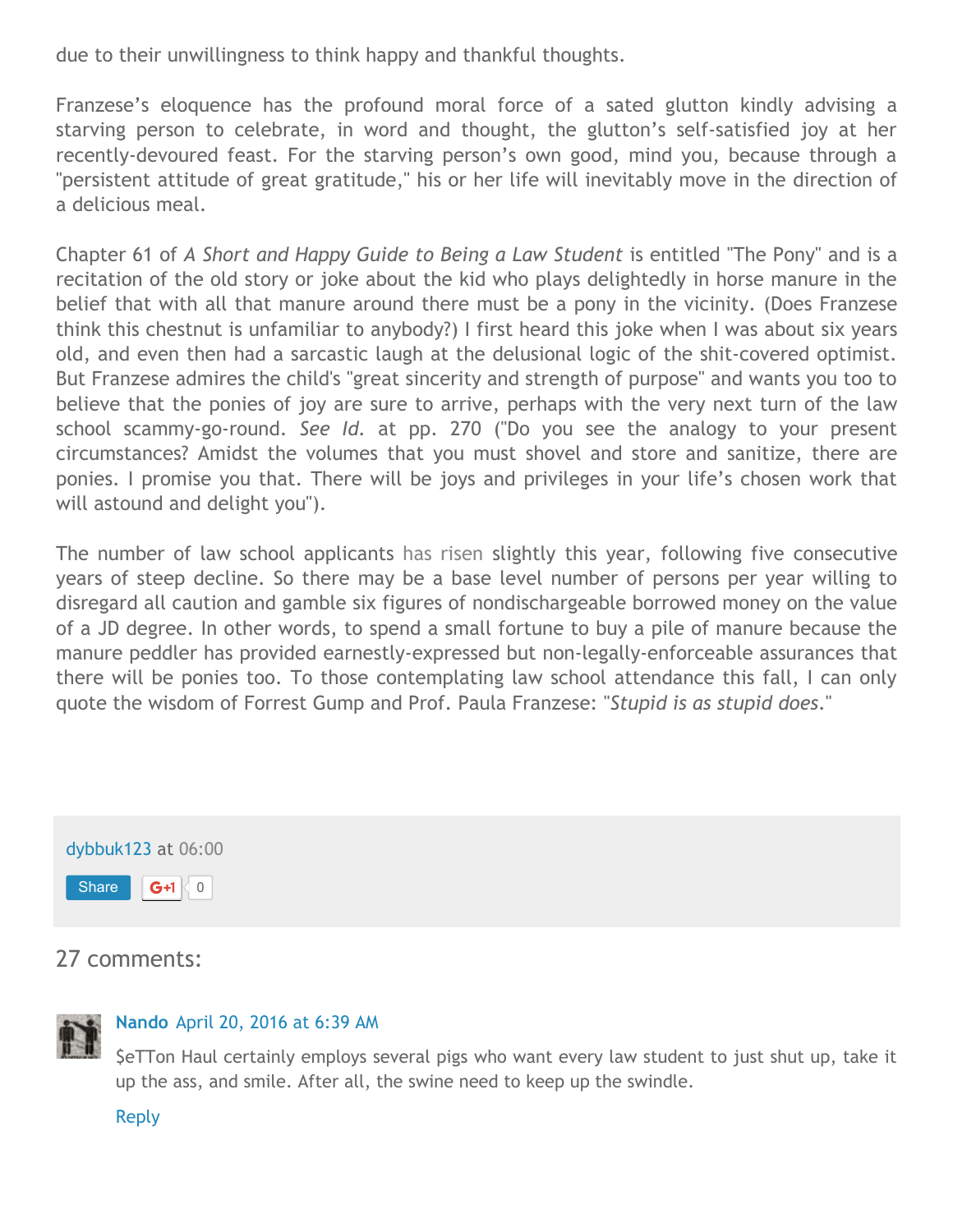due to their unwillingness to think happy and thankful thoughts.

Franzese's eloquence has the profound moral force of a sated glutton kindly advising a starving person to celebrate, in word and thought, the glutton's self-satisfied joy at her recently-devoured feast. For the starving person's own good, mind you, because through a "persistent attitude of great gratitude," his or her life will inevitably move in the direction of a delicious meal.

Chapter 61 of *A Short and Happy Guide to Being a Law Student* is entitled "The Pony" and is a recitation of the old story or joke about the kid who plays delightedly in horse manure in the belief that with all that manure around there must be a pony in the vicinity. (Does Franzese think this chestnut is unfamiliar to anybody?) I first heard this joke when I was about six years old, and even then had a sarcastic laugh at the delusional logic of the shit-covered optimist. But Franzese admires the child's "great sincerity and strength of purpose" and wants you too to believe that the ponies of joy are sure to arrive, perhaps with the very next turn of the law school scammy-go-round. *See Id.* at pp. 270 ("Do you see the analogy to your present circumstances? Amidst the volumes that you must shovel and store and sanitize, there are ponies. I promise you that. There will be joys and privileges in your life's chosen work that will astound and delight you").

The number of law school applicants has risen slightly this year, following five consecutive years of steep decline. So there may be a base level number of persons per year willing to disregard all caution and gamble six figures of nondischargeable borrowed money on the value of a JD degree. In other words, to spend a small fortune to buy a pile of manure because the manure peddler has provided earnestly-expressed but non-legally-enforceable assurances that there will be ponies too. To those contemplating law school attendance this fall, I can only quote the wisdom of Forrest Gump and Prof. Paula Franzese: "*Stupid is as stupid does*."

dybbuk123 at 06:00

Share G+1 0

## 27 comments:

**Nando** April 20, 2016 at 6:39 AM

$eTTon Haul certainly employs several pigs who want every law student to just shut up, take it up the ass, and smile. After all, the swine need to keep up the swindle.

Reply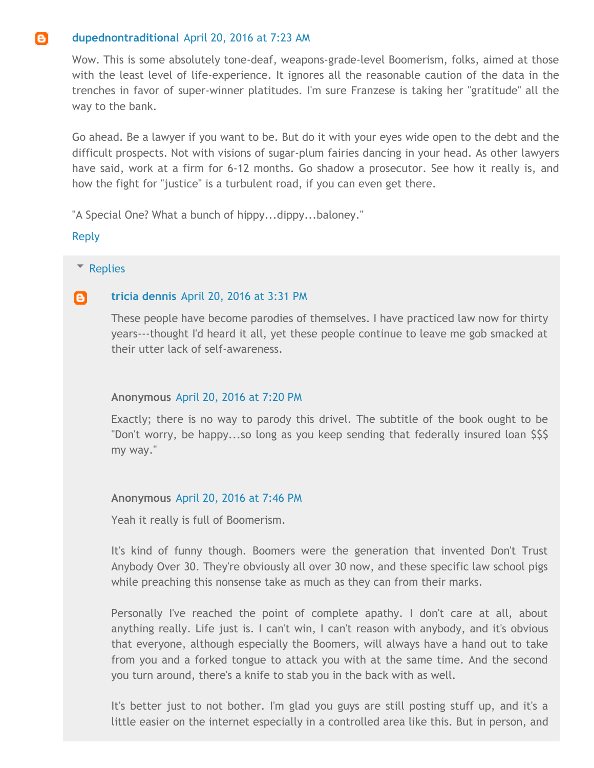**dupednontraditional** April 20, 2016 at 7:23 AM

Wow. This is some absolutely tone-deaf, weapons-grade-level Boomerism, folks, aimed at those with the least level of life-experience. It ignores all the reasonable caution of the data in the trenches in favor of super-winner platitudes. I'm sure Franzese is taking her "gratitude" all the way to the bank.

Go ahead. Be a lawyer if you want to be. But do it with your eyes wide open to the debt and the difficult prospects. Not with visions of sugar-plum fairies dancing in your head. As other lawyers have said, work at a firm for 6-12 months. Go shadow a prosecutor. See how it really is, and how the fight for "justice" is a turbulent road, if you can even get there.

"A Special One? What a bunch of hippy...dippy...baloney."

Reply

Replies

**tricia dennis** April 20, 2016 at 3:31 PM

These people have become parodies of themselves. I have practiced law now for thirty years---thought I'd heard it all, yet these people continue to leave me gob smacked at their utter lack of self-awareness.

**Anonymous** April 20, 2016 at 7:20 PM

Exactly; there is no way to parody this drivel. The subtitle of the book ought to be "Don't worry, be happy...so long as you keep sending that federally insured loan $$$ my way."

**Anonymous** April 20, 2016 at 7:46 PM

Yeah it really is full of Boomerism.

It's kind of funny though. Boomers were the generation that invented Don't Trust Anybody Over 30. They're obviously all over 30 now, and these specific law school pigs while preaching this nonsense take as much as they can from their marks.

Personally I've reached the point of complete apathy. I don't care at all, about anything really. Life just is. I can't win, I can't reason with anybody, and it's obvious that everyone, although especially the Boomers, will always have a hand out to take from you and a forked tongue to attack you with at the same time. And the second you turn around, there's a knife to stab you in the back with as well.

It's better just to not bother. I'm glad you guys are still posting stuff up, and it's a little easier on the internet especially in a controlled area like this. But in person, and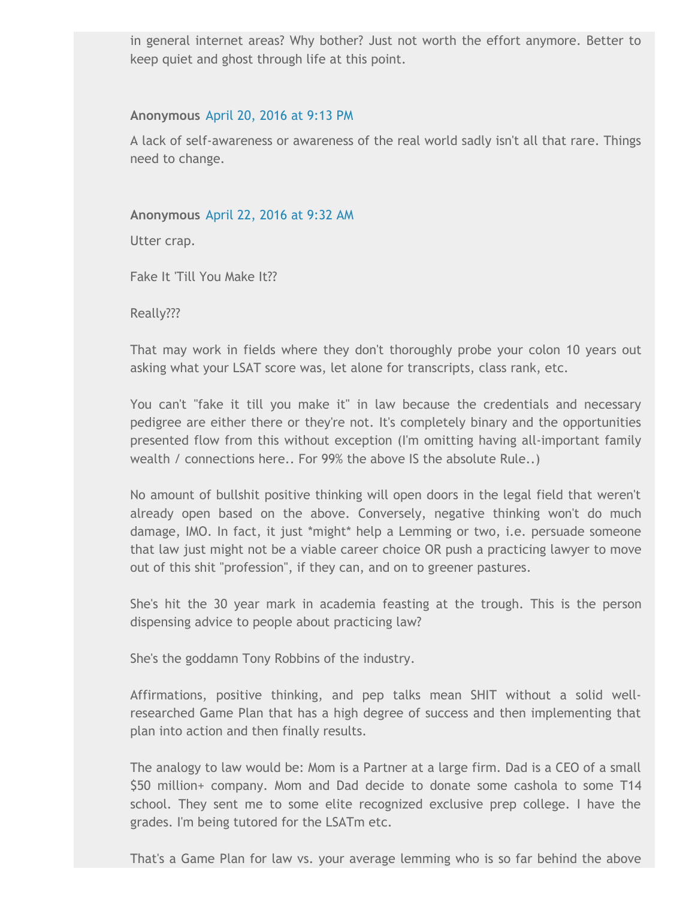in general internet areas? Why bother? Just not worth the effort anymore. Better to keep quiet and ghost through life at this point.

**Anonymous** April 20, 2016 at 9:13 PM

A lack of self-awareness or awareness of the real world sadly isn't all that rare. Things need to change.

**Anonymous** April 22, 2016 at 9:32 AM

Utter crap.

Fake It 'Till You Make It??

Really???

That may work in fields where they don't thoroughly probe your colon 10 years out asking what your LSAT score was, let alone for transcripts, class rank, etc.

You can't "fake it till you make it" in law because the credentials and necessary pedigree are either there or they're not. It's completely binary and the opportunities presented flow from this without exception (I'm omitting having all-important family wealth / connections here.. For 99% the above IS the absolute Rule..)

No amount of bullshit positive thinking will open doors in the legal field that weren't already open based on the above. Conversely, negative thinking won't do much damage, IMO. In fact, it just *might* help a Lemming or two, i.e. persuade someone that law just might not be a viable career choice OR push a practicing lawyer to move out of this shit "profession", if they can, and on to greener pastures.

She's hit the 30 year mark in academia feasting at the trough. This is the person dispensing advice to people about practicing law?

She's the goddamn Tony Robbins of the industry.

Affirmations, positive thinking, and pep talks mean SHIT without a solid well-researched Game Plan that has a high degree of success and then implementing that plan into action and then finally results.

The analogy to law would be: Mom is a Partner at a large firm. Dad is a CEO of a small $50 million+ company. Mom and Dad decide to donate some cashola to some T14 school. They sent me to some elite recognized exclusive prep college. I have the grades. I'm being tutored for the LSATm etc.

That's a Game Plan for law vs. your average lemming who is so far behind the above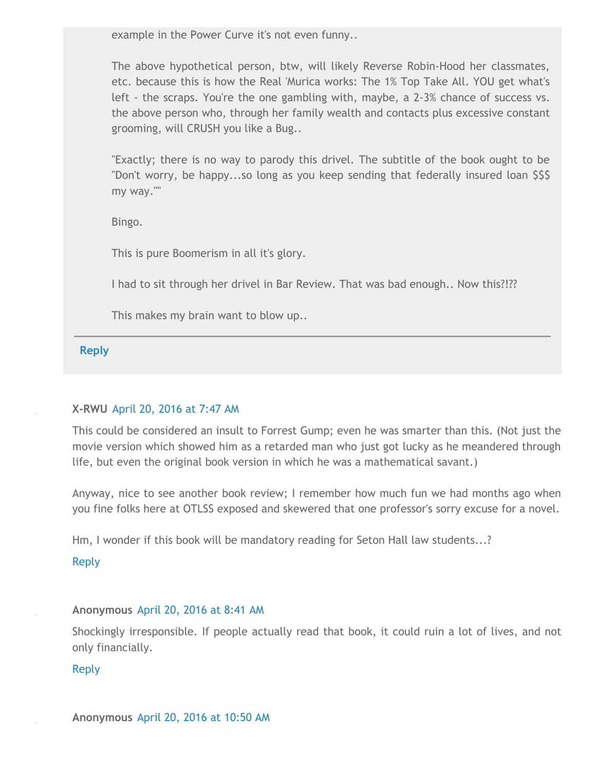example in the Power Curve it's not even funny..

The above hypothetical person, btw, will likely Reverse Robin-Hood her classmates, etc. because this is how the Real 'Murica works: The 1% Top Take All. YOU get what's left - the scraps. You're the one gambling with, maybe, a 2-3% chance of success vs. the above person who, through her family wealth and contacts plus excessive constant grooming, will CRUSH you like a Bug..

"Exactly; there is no way to parody this drivel. The subtitle of the book ought to be "Don't worry, be happy...so long as you keep sending that federally insured loan $$$ my way.""

Bingo.

This is pure Boomerism in all it's glory.

I had to sit through her drivel in Bar Review. That was bad enough.. Now this?!??

This makes my brain want to blow up..

Reply

**X-RWU** April 20, 2016 at 7:47 AM

This could be considered an insult to Forrest Gump; even he was smarter than this. (Not just the movie version which showed him as a retarded man who just got lucky as he meandered through life, but even the original book version in which he was a mathematical savant.)

Anyway, nice to see another book review; I remember how much fun we had months ago when you fine folks here at OTLSS exposed and skewered that one professor's sorry excuse for a novel.

Hm, I wonder if this book will be mandatory reading for Seton Hall law students...?

Reply

**Anonymous** April 20, 2016 at 8:41 AM

Shockingly irresponsible. If people actually read that book, it could ruin a lot of lives, and not only financially.

Reply

**Anonymous** April 20, 2016 at 10:50 AM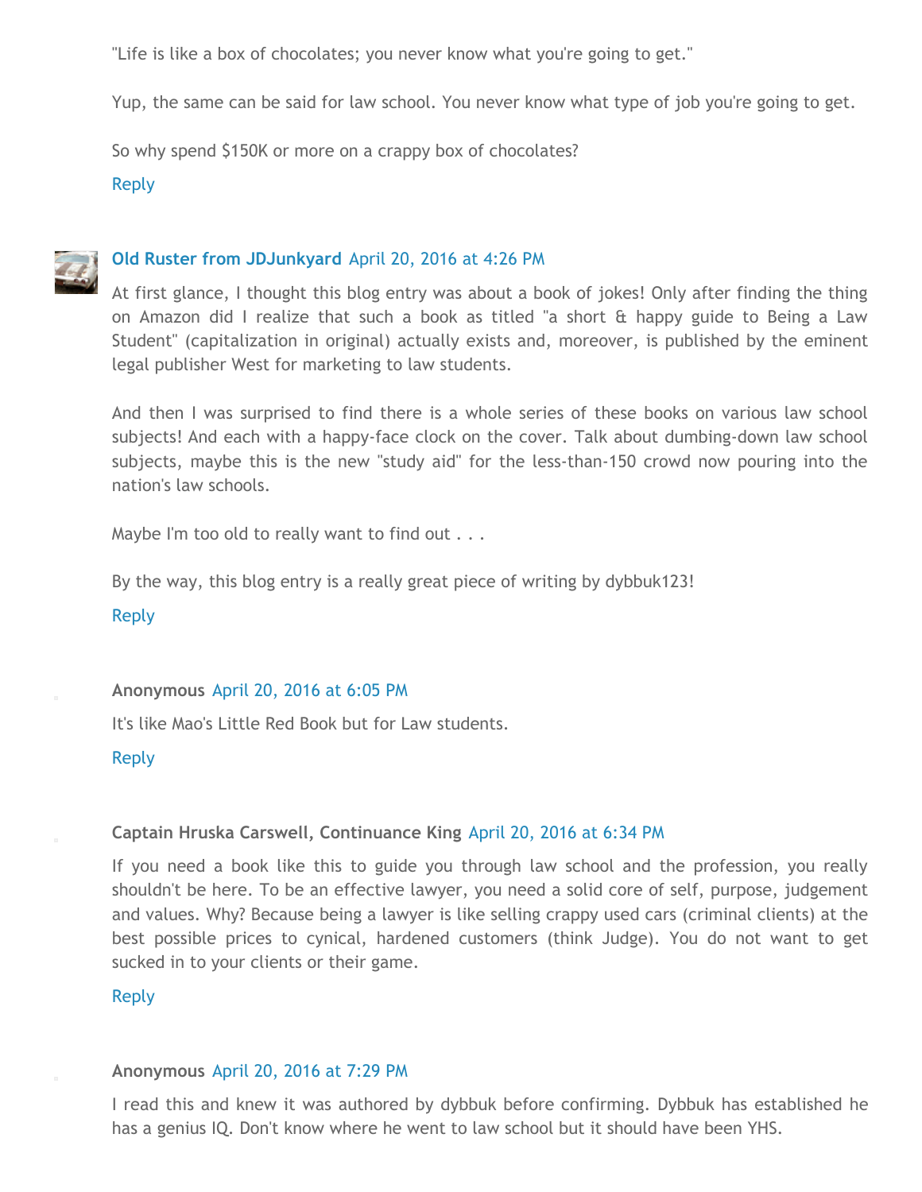"Life is like a box of chocolates; you never know what you're going to get."

Yup, the same can be said for law school. You never know what type of job you're going to get.

So why spend $150K or more on a crappy box of chocolates?

Reply

**Old Ruster from JDJunkyard** April 20, 2016 at 4:26 PM

At first glance, I thought this blog entry was about a book of jokes! Only after finding the thing on Amazon did I realize that such a book as titled "a short & happy guide to Being a Law Student" (capitalization in original) actually exists and, moreover, is published by the eminent legal publisher West for marketing to law students.

And then I was surprised to find there is a whole series of these books on various law school subjects! And each with a happy-face clock on the cover. Talk about dumbing-down law school subjects, maybe this is the new "study aid" for the less-than-150 crowd now pouring into the nation's law schools.

Maybe I'm too old to really want to find out . . .

By the way, this blog entry is a really great piece of writing by dybbuk123!

Reply

**Anonymous** April 20, 2016 at 6:05 PM

It's like Mao's Little Red Book but for Law students.

Reply

**Captain Hruska Carswell, Continuance King** April 20, 2016 at 6:34 PM

If you need a book like this to guide you through law school and the profession, you really shouldn't be here. To be an effective lawyer, you need a solid core of self, purpose, judgement and values. Why? Because being a lawyer is like selling crappy used cars (criminal clients) at the best possible prices to cynical, hardened customers (think Judge). You do not want to get sucked in to your clients or their game.

Reply

**Anonymous** April 20, 2016 at 7:29 PM

I read this and knew it was authored by dybbuk before confirming. Dybbuk has established he has a genius IQ. Don't know where he went to law school but it should have been YHS.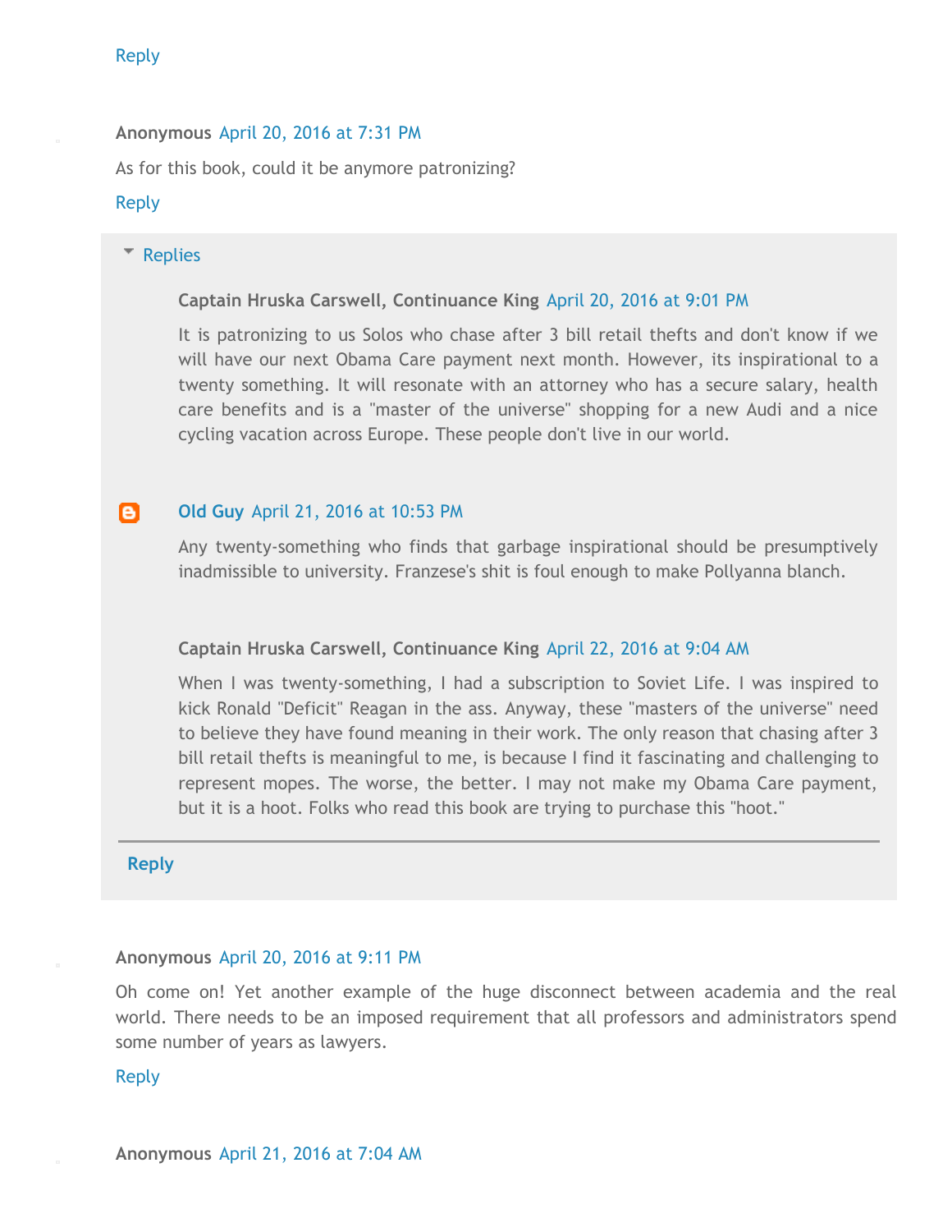Reply

**Anonymous** April 20, 2016 at 7:31 PM

As for this book, could it be anymore patronizing?

Reply

Replies

> **Captain Hruska Carswell, Continuance King** April 20, 2016 at 9:01 PM
>
> It is patronizing to us Solos who chase after 3 bill retail thefts and don't know if we will have our next Obama Care payment next month. However, its inspirational to a twenty something. It will resonate with an attorney who has a secure salary, health care benefits and is a "master of the universe" shopping for a new Audi and a nice cycling vacation across Europe. These people don't live in our world.
>
> **Old Guy** April 21, 2016 at 10:53 PM
>
> Any twenty-something who finds that garbage inspirational should be presumptively inadmissible to university. Franzese's shit is foul enough to make Pollyanna blanch.
>
> **Captain Hruska Carswell, Continuance King** April 22, 2016 at 9:04 AM
>
> When I was twenty-something, I had a subscription to Soviet Life. I was inspired to kick Ronald "Deficit" Reagan in the ass. Anyway, these "masters of the universe" need to believe they have found meaning in their work. The only reason that chasing after 3 bill retail thefts is meaningful to me, is because I find it fascinating and challenging to represent mopes. The worse, the better. I may not make my Obama Care payment, but it is a hoot. Folks who read this book are trying to purchase this "hoot."
>
> **Reply**

**Anonymous** April 20, 2016 at 9:11 PM

Oh come on! Yet another example of the huge disconnect between academia and the real world. There needs to be an imposed requirement that all professors and administrators spend some number of years as lawyers.

Reply

**Anonymous** April 21, 2016 at 7:04 AM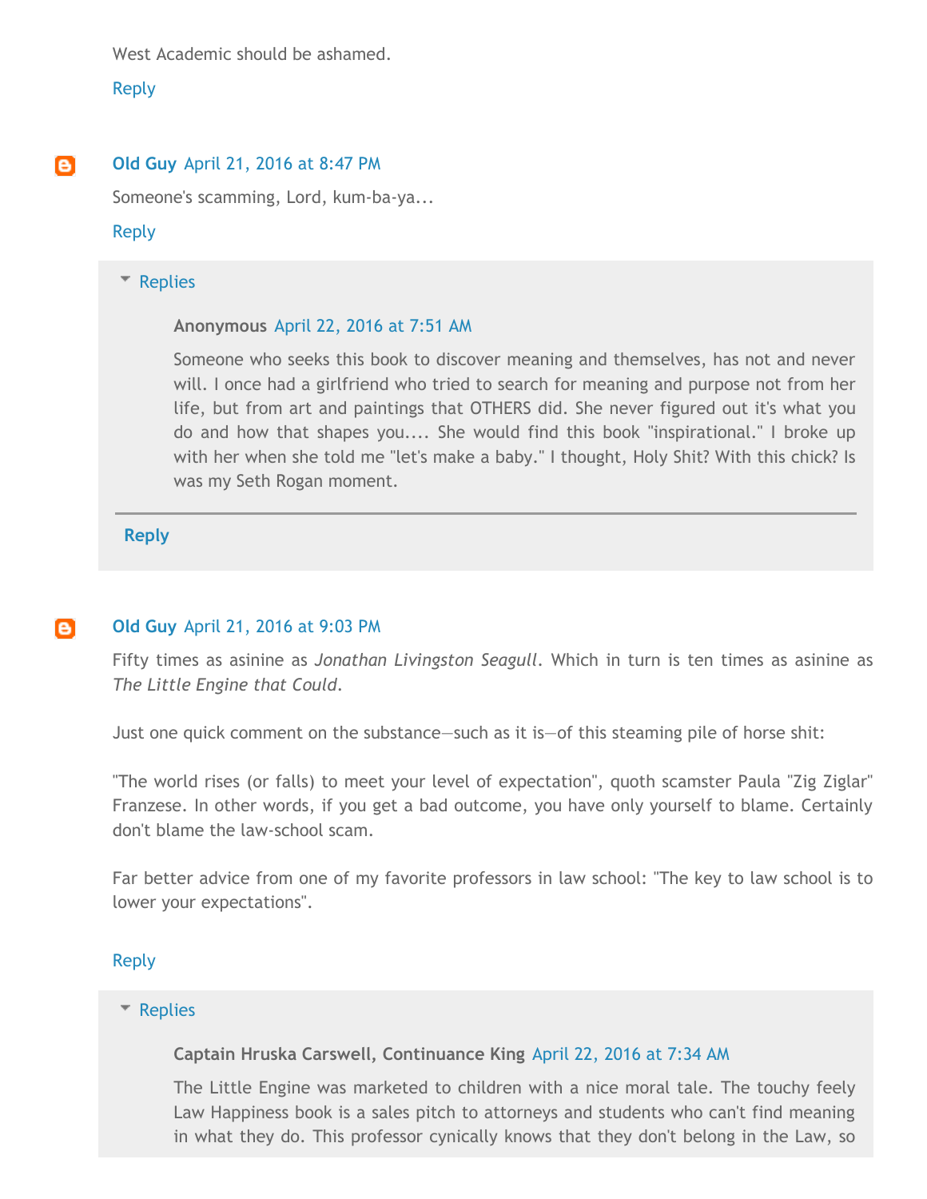West Academic should be ashamed.

Reply

**Old Guy** April 21, 2016 at 8:47 PM

Someone's scamming, Lord, kum-ba-ya...

Reply

▾ Replies

> **Anonymous** April 22, 2016 at 7:51 AM
>
> Someone who seeks this book to discover meaning and themselves, has not and never will. I once had a girlfriend who tried to search for meaning and purpose not from her life, but from art and paintings that OTHERS did. She never figured out it's what you do and how that shapes you.... She would find this book "inspirational." I broke up with her when she told me "let's make a baby." I thought, Holy Shit? With this chick? Is was my Seth Rogan moment.

Reply

**Old Guy** April 21, 2016 at 9:03 PM

Fifty times as asinine as *Jonathan Livingston Seagull*. Which in turn is ten times as asinine as *The Little Engine that Could*.

Just one quick comment on the substance—such as it is—of this steaming pile of horse shit:

"The world rises (or falls) to meet your level of expectation", quoth scamster Paula "Zig Ziglar" Franzese. In other words, if you get a bad outcome, you have only yourself to blame. Certainly don't blame the law-school scam.

Far better advice from one of my favorite professors in law school: "The key to law school is to lower your expectations".

Reply

▾ Replies

> **Captain Hruska Carswell, Continuance King** April 22, 2016 at 7:34 AM
>
> The Little Engine was marketed to children with a nice moral tale. The touchy feely Law Happiness book is a sales pitch to attorneys and students who can't find meaning in what they do. This professor cynically knows that they don't belong in the Law, so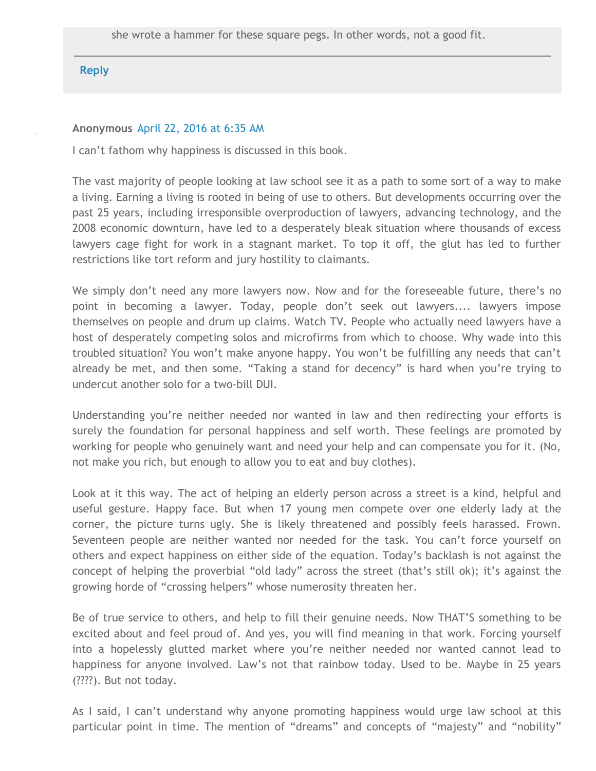she wrote a hammer for these square pegs. In other words, not a good fit.

Reply

**Anonymous** April 22, 2016 at 6:35 AM

I can't fathom why happiness is discussed in this book.

The vast majority of people looking at law school see it as a path to some sort of a way to make a living. Earning a living is rooted in being of use to others. But developments occurring over the past 25 years, including irresponsible overproduction of lawyers, advancing technology, and the 2008 economic downturn, have led to a desperately bleak situation where thousands of excess lawyers cage fight for work in a stagnant market. To top it off, the glut has led to further restrictions like tort reform and jury hostility to claimants.

We simply don't need any more lawyers now. Now and for the foreseeable future, there's no point in becoming a lawyer. Today, people don't seek out lawyers.... lawyers impose themselves on people and drum up claims. Watch TV. People who actually need lawyers have a host of desperately competing solos and microfirms from which to choose. Why wade into this troubled situation? You won't make anyone happy. You won't be fulfilling any needs that can't already be met, and then some. "Taking a stand for decency" is hard when you're trying to undercut another solo for a two-bill DUI.

Understanding you're neither needed nor wanted in law and then redirecting your efforts is surely the foundation for personal happiness and self worth. These feelings are promoted by working for people who genuinely want and need your help and can compensate you for it. (No, not make you rich, but enough to allow you to eat and buy clothes).

Look at it this way. The act of helping an elderly person across a street is a kind, helpful and useful gesture. Happy face. But when 17 young men compete over one elderly lady at the corner, the picture turns ugly. She is likely threatened and possibly feels harassed. Frown. Seventeen people are neither wanted nor needed for the task. You can't force yourself on others and expect happiness on either side of the equation. Today's backlash is not against the concept of helping the proverbial "old lady" across the street (that's still ok); it's against the growing horde of "crossing helpers" whose numerosity threaten her.

Be of true service to others, and help to fill their genuine needs. Now THAT'S something to be excited about and feel proud of. And yes, you will find meaning in that work. Forcing yourself into a hopelessly glutted market where you're neither needed nor wanted cannot lead to happiness for anyone involved. Law's not that rainbow today. Used to be. Maybe in 25 years (????). But not today.

As I said, I can't understand why anyone promoting happiness would urge law school at this particular point in time. The mention of "dreams" and concepts of "majesty" and "nobility"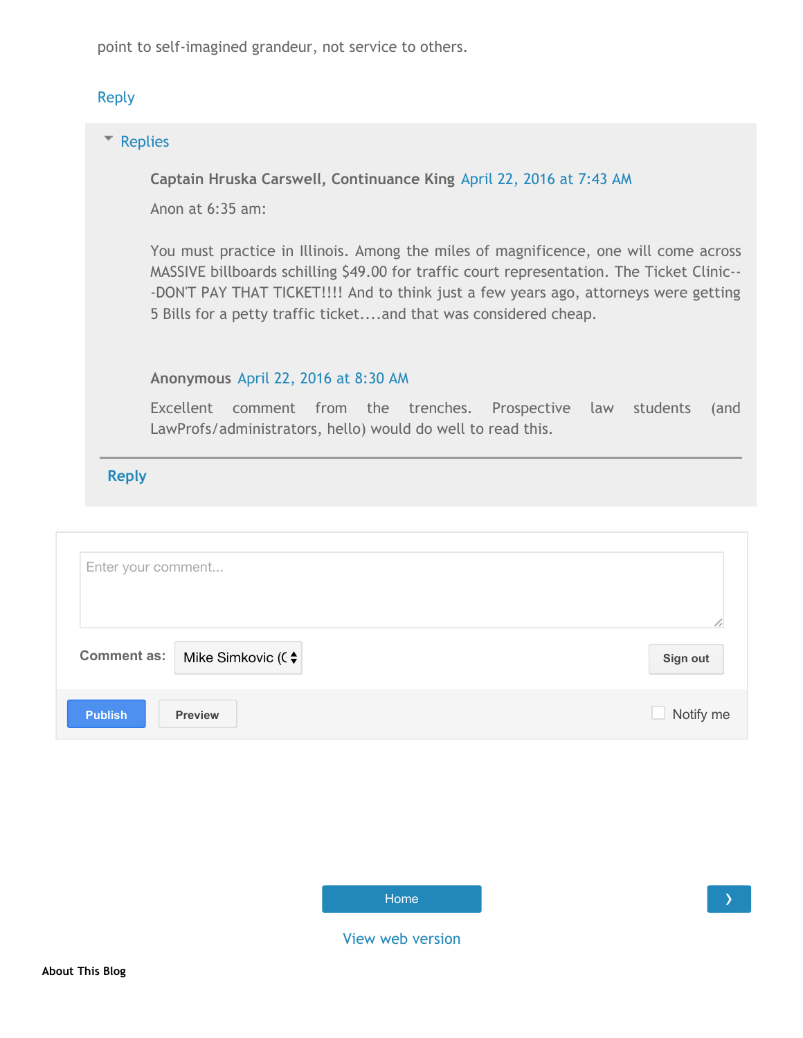point to self-imagined grandeur, not service to others.

Reply

Replies

**Captain Hruska Carswell, Continuance King** April 22, 2016 at 7:43 AM

Anon at 6:35 am:

You must practice in Illinois. Among the miles of magnificence, one will come across MASSIVE billboards schilling $49.00 for traffic court representation. The Ticket Clinic---DON'T PAY THAT TICKET!!!! And to think just a few years ago, attorneys were getting 5 Bills for a petty traffic ticket....and that was considered cheap.

**Anonymous** April 22, 2016 at 8:30 AM

Excellent comment from the trenches. Prospective law students (and LawProfs/administrators, hello) would do well to read this.

Reply

Enter your comment...

Comment as: Mike Simkovic (C

Sign out

Publish Preview Notify me

Home ›

View web version

**About This Blog**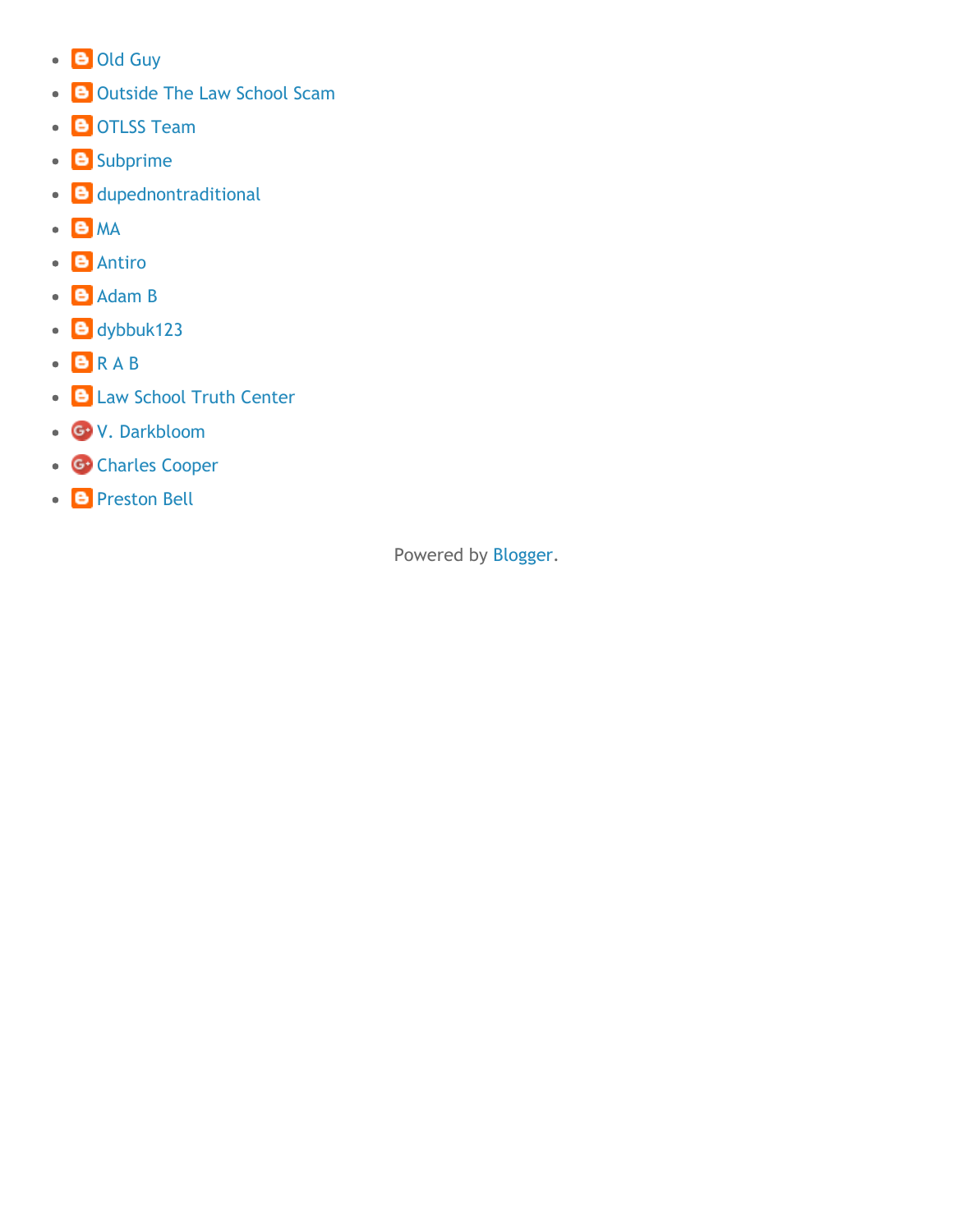- Old Guy
- Outside The Law School Scam
- OTLSS Team
- Subprime
- dupednontraditional
- MA
- Antiro
- Adam B
- dybbuk123
- R A B
- Law School Truth Center
- V. Darkbloom
- Charles Cooper
- Preston Bell

Powered by Blogger.